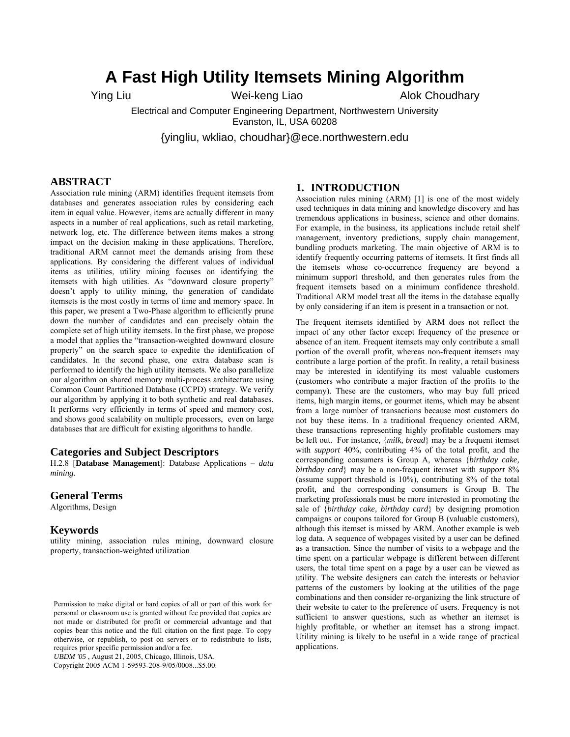# A Fast High Utility Itemsets Mining Algorithm

Ying Liu    Wei-keng Liao    Alok Choudhary

Electrical and Computer Engineering Department, Northwestern University
Evanston, IL, USA 60208

{yingliu, wkliao, choudhar}@ece.northwestern.edu

## ABSTRACT

Association rule mining (ARM) identifies frequent itemsets from databases and generates association rules by considering each item in equal value. However, items are actually different in many aspects in a number of real applications, such as retail marketing, network log, etc. The difference between items makes a strong impact on the decision making in these applications. Therefore, traditional ARM cannot meet the demands arising from these applications. By considering the different values of individual items as utilities, utility mining focuses on identifying the itemsets with high utilities. As "downward closure property" doesn't apply to utility mining, the generation of candidate itemsets is the most costly in terms of time and memory space. In this paper, we present a Two-Phase algorithm to efficiently prune down the number of candidates and can precisely obtain the complete set of high utility itemsets. In the first phase, we propose a model that applies the "transaction-weighted downward closure property" on the search space to expedite the identification of candidates. In the second phase, one extra database scan is performed to identify the high utility itemsets. We also parallelize our algorithm on shared memory multi-process architecture using Common Count Partitioned Database (CCPD) strategy. We verify our algorithm by applying it to both synthetic and real databases. It performs very efficiently in terms of speed and memory cost, and shows good scalability on multiple processors, even on large databases that are difficult for existing algorithms to handle.

### Categories and Subject Descriptors

H.2.8 [**Database Management**]: Database Applications – *data mining.*

### General Terms

Algorithms, Design

### Keywords

utility mining, association rules mining, downward closure property, transaction-weighted utilization

Permission to make digital or hard copies of all or part of this work for personal or classroom use is granted without fee provided that copies are not made or distributed for profit or commercial advantage and that copies bear this notice and the full citation on the first page. To copy otherwise, or republish, to post on servers or to redistribute to lists, requires prior specific permission and/or a fee.
*UBDM '05* , August 21, 2005, Chicago, Illinois, USA.
Copyright 2005 ACM 1-59593-208-9/05/0008...$5.00.

## 1. INTRODUCTION

Association rules mining (ARM) [1] is one of the most widely used techniques in data mining and knowledge discovery and has tremendous applications in business, science and other domains. For example, in the business, its applications include retail shelf management, inventory predictions, supply chain management, bundling products marketing. The main objective of ARM is to identify frequently occurring patterns of itemsets. It first finds all the itemsets whose co-occurrence frequency are beyond a minimum support threshold, and then generates rules from the frequent itemsets based on a minimum confidence threshold. Traditional ARM model treat all the items in the database equally by only considering if an item is present in a transaction or not.

The frequent itemsets identified by ARM does not reflect the impact of any other factor except frequency of the presence or absence of an item. Frequent itemsets may only contribute a small portion of the overall profit, whereas non-frequent itemsets may contribute a large portion of the profit. In reality, a retail business may be interested in identifying its most valuable customers (customers who contribute a major fraction of the profits to the company). These are the customers, who may buy full priced items, high margin items, or gourmet items, which may be absent from a large number of transactions because most customers do not buy these items. In a traditional frequency oriented ARM, these transactions representing highly profitable customers may be left out. For instance, {*milk, bread*} may be a frequent itemset with *support* 40%, contributing 4% of the total profit, and the corresponding consumers is Group A, whereas {*birthday cake, birthday card*} may be a non-frequent itemset with *support* 8% (assume support threshold is 10%), contributing 8% of the total profit, and the corresponding consumers is Group B. The marketing professionals must be more interested in promoting the sale of {*birthday cake, birthday card*} by designing promotion campaigns or coupons tailored for Group B (valuable customers), although this itemset is missed by ARM. Another example is web log data. A sequence of webpages visited by a user can be defined as a transaction. Since the number of visits to a webpage and the time spent on a particular webpage is different between different users, the total time spent on a page by a user can be viewed as utility. The website designers can catch the interests or behavior patterns of the customers by looking at the utilities of the page combinations and then consider re-organizing the link structure of their website to cater to the preference of users. Frequency is not sufficient to answer questions, such as whether an itemset is highly profitable, or whether an itemset has a strong impact. Utility mining is likely to be useful in a wide range of practical applications.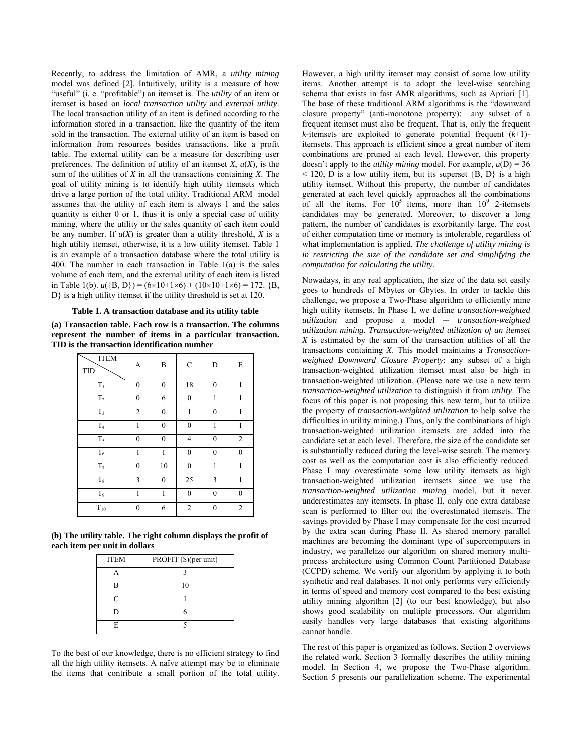Recently, to address the limitation of AMR, a *utility mining* model was defined [2]. Intuitively, utility is a measure of how "useful" (i. e. "profitable") an itemset is. The *utility* of an item or itemset is based on *local transaction utility* and *external utility*. The local transaction utility of an item is defined according to the information stored in a transaction, like the quantity of the item sold in the transaction. The external utility of an item is based on information from resources besides transactions, like a profit table. The external utility can be a measure for describing user preferences. The definition of utility of an itemset $X$, $u(X)$, is the sum of the utilities of $X$ in all the transactions containing $X$. The goal of utility mining is to identify high utility itemsets which drive a large portion of the total utility. Traditional ARM model assumes that the utility of each item is always 1 and the sales quantity is either 0 or 1, thus it is only a special case of utility mining, where the utility or the sales quantity of each item could be any number. If $u(X)$ is greater than a utility threshold, $X$ is a high utility itemset, otherwise, it is a low utility itemset. Table 1 is an example of a transaction database where the total utility is 400. The number in each transaction in Table 1(a) is the sales volume of each item, and the external utility of each item is listed in Table 1(b). $u(\{B, D\}) = (6\times10+1\times6) + (10\times10+1\times6) = 172$. {B, D} is a high utility itemset if the utility threshold is set at 120.

**Table 1. A transaction database and its utility table**

**(a) Transaction table. Each row is a transaction. The columns represent the number of items in a particular transaction. TID is the transaction identification number**

| ITEM / TID | A | B | C | D | E |
|---|---|---|---|---|---|
| $T_1$ | 0 | 0 | 18 | 0 | 1 |
| $T_2$ | 0 | 6 | 0 | 1 | 1 |
| $T_3$ | 2 | 0 | 1 | 0 | 1 |
| $T_4$ | 1 | 0 | 0 | 1 | 1 |
| $T_5$ | 0 | 0 | 4 | 0 | 2 |
| $T_6$ | 1 | 1 | 0 | 0 | 0 |
| $T_7$ | 0 | 10 | 0 | 1 | 1 |
| $T_8$ | 3 | 0 | 25 | 3 | 1 |
| $T_9$ | 1 | 1 | 0 | 0 | 0 |
| $T_{10}$ | 0 | 6 | 2 | 0 | 2 |

**(b) The utility table. The right column displays the profit of each item per unit in dollars**

| ITEM | PROFIT ($)(per unit) |
|---|---|
| A | 3 |
| B | 10 |
| C | 1 |
| D | 6 |
| E | 5 |

To the best of our knowledge, there is no efficient strategy to find all the high utility itemsets. A naïve attempt may be to eliminate the items that contribute a small portion of the total utility. However, a high utility itemset may consist of some low utility items. Another attempt is to adopt the level-wise searching schema that exists in fast AMR algorithms, such as Apriori [1]. The base of these traditional ARM algorithms is the "downward closure property" (anti-monotone property): any subset of a frequent itemset must also be frequent. That is, only the frequent $k$-itemsets are exploited to generate potential frequent $(k+1)$-itemsets. This approach is efficient since a great number of item combinations are pruned at each level. However, this property doesn't apply to the *utility mining* model. For example, $u(D) = 36 < 120$, D is a low utility item, but its superset {B, D} is a high utility itemset. Without this property, the number of candidates generated at each level quickly approaches all the combinations of all the items. For $10^5$ items, more than $10^9$ 2-itemsets candidates may be generated. Moreover, to discover a long pattern, the number of candidates is exorbitantly large. The cost of either computation time or memory is intolerable, regardless of what implementation is applied. *The challenge of utility mining is in restricting the size of the candidate set and simplifying the computation for calculating the utility.*

Nowadays, in any real application, the size of the data set easily goes to hundreds of Mbytes or Gbytes. In order to tackle this challenge, we propose a Two-Phase algorithm to efficiently mine high utility itemsets. In Phase I, we define *transaction-weighted utilization* and propose a model ─ *transaction-weighted utilization mining*. *Transaction-weighted utilization of an itemset X* is estimated by the sum of the transaction utilities of all the transactions containing $X$. This model maintains a *Transaction-weighted Downward Closure Property*: any subset of a high transaction-weighted utilization itemset must also be high in transaction-weighted utilization. (Please note we use a new term *transaction-weighted utilization* to distinguish it from *utility*. The focus of this paper is not proposing this new term, but to utilize the property of *transaction-weighted utilization* to help solve the difficulties in utility mining.) Thus, only the combinations of high transaction-weighted utilization itemsets are added into the candidate set at each level. Therefore, the size of the candidate set is substantially reduced during the level-wise search. The memory cost as well as the computation cost is also efficiently reduced. Phase I may overestimate some low utility itemsets as high transaction-weighted utilization itemsets since we use the *transaction-weighted utilization mining* model, but it never underestimates any itemsets. In phase II, only one extra database scan is performed to filter out the overestimated itemsets. The savings provided by Phase I may compensate for the cost incurred by the extra scan during Phase II. As shared memory parallel machines are becoming the dominant type of supercomputers in industry, we parallelize our algorithm on shared memory multi-process architecture using Common Count Partitioned Database (CCPD) scheme. We verify our algorithm by applying it to both synthetic and real databases. It not only performs very efficiently in terms of speed and memory cost compared to the best existing utility mining algorithm [2] (to our best knowledge), but also shows good scalability on multiple processors. Our algorithm easily handles very large databases that existing algorithms cannot handle.

The rest of this paper is organized as follows. Section 2 overviews the related work. Section 3 formally describes the utility mining model. In Section 4, we propose the Two-Phase algorithm. Section 5 presents our parallelization scheme. The experimental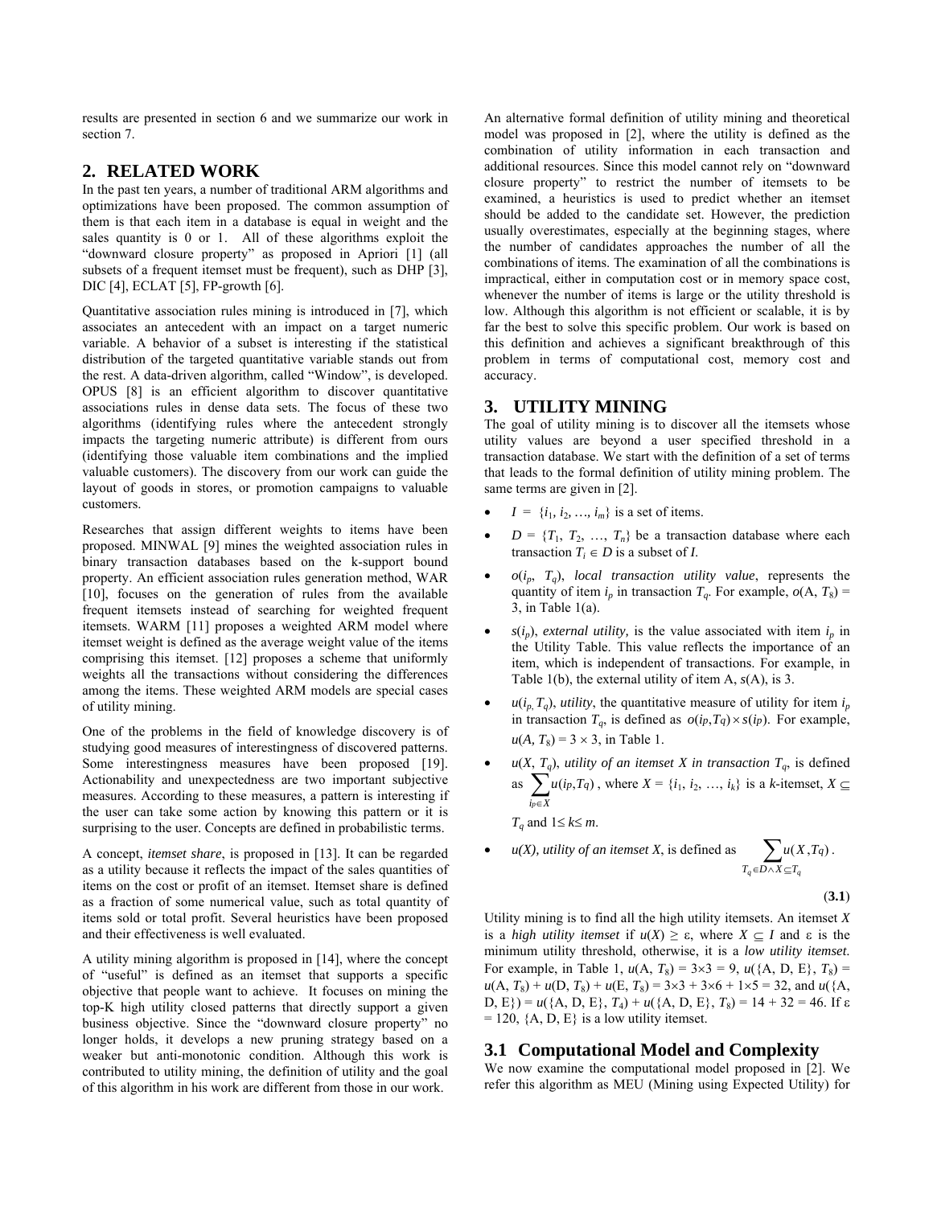results are presented in section 6 and we summarize our work in section 7.

## 2. RELATED WORK

In the past ten years, a number of traditional ARM algorithms and optimizations have been proposed. The common assumption of them is that each item in a database is equal in weight and the sales quantity is 0 or 1. All of these algorithms exploit the "downward closure property" as proposed in Apriori [1] (all subsets of a frequent itemset must be frequent), such as DHP [3], DIC [4], ECLAT [5], FP-growth [6].

Quantitative association rules mining is introduced in [7], which associates an antecedent with an impact on a target numeric variable. A behavior of a subset is interesting if the statistical distribution of the targeted quantitative variable stands out from the rest. A data-driven algorithm, called "Window", is developed. OPUS [8] is an efficient algorithm to discover quantitative associations rules in dense data sets. The focus of these two algorithms (identifying rules where the antecedent strongly impacts the targeting numeric attribute) is different from ours (identifying those valuable item combinations and the implied valuable customers). The discovery from our work can guide the layout of goods in stores, or promotion campaigns to valuable customers.

Researches that assign different weights to items have been proposed. MINWAL [9] mines the weighted association rules in binary transaction databases based on the k-support bound property. An efficient association rules generation method, WAR [10], focuses on the generation of rules from the available frequent itemsets instead of searching for weighted frequent itemsets. WARM [11] proposes a weighted ARM model where itemset weight is defined as the average weight value of the items comprising this itemset. [12] proposes a scheme that uniformly weights all the transactions without considering the differences among the items. These weighted ARM models are special cases of utility mining.

One of the problems in the field of knowledge discovery is of studying good measures of interestingness of discovered patterns. Some interestingness measures have been proposed [19]. Actionability and unexpectedness are two important subjective measures. According to these measures, a pattern is interesting if the user can take some action by knowing this pattern or it is surprising to the user. Concepts are defined in probabilistic terms.

A concept, *itemset share*, is proposed in [13]. It can be regarded as a utility because it reflects the impact of the sales quantities of items on the cost or profit of an itemset. Itemset share is defined as a fraction of some numerical value, such as total quantity of items sold or total profit. Several heuristics have been proposed and their effectiveness is well evaluated.

A utility mining algorithm is proposed in [14], where the concept of "useful" is defined as an itemset that supports a specific objective that people want to achieve. It focuses on mining the top-K high utility closed patterns that directly support a given business objective. Since the "downward closure property" no longer holds, it develops a new pruning strategy based on a weaker but anti-monotonic condition. Although this work is contributed to utility mining, the definition of utility and the goal of this algorithm in his work are different from those in our work.

An alternative formal definition of utility mining and theoretical model was proposed in [2], where the utility is defined as the combination of utility information in each transaction and additional resources. Since this model cannot rely on "downward closure property" to restrict the number of itemsets to be examined, a heuristics is used to predict whether an itemset should be added to the candidate set. However, the prediction usually overestimates, especially at the beginning stages, where the number of candidates approaches the number of all the combinations of items. The examination of all the combinations is impractical, either in computation cost or in memory space cost, whenever the number of items is large or the utility threshold is low. Although this algorithm is not efficient or scalable, it is by far the best to solve this specific problem. Our work is based on this definition and achieves a significant breakthrough of this problem in terms of computational cost, memory cost and accuracy.

## 3. UTILITY MINING

The goal of utility mining is to discover all the itemsets whose utility values are beyond a user specified threshold in a transaction database. We start with the definition of a set of terms that leads to the formal definition of utility mining problem. The same terms are given in [2].

- $I = \{i_1, i_2, \ldots, i_m\}$ is a set of items.
- $D = \{T_1, T_2, \ldots, T_n\}$ be a transaction database where each transaction $T_i \in D$ is a subset of $I$.
- $o(i_p, T_q)$, *local transaction utility value*, represents the quantity of item $i_p$ in transaction $T_q$. For example, $o(\text{A}, T_8) = 3$, in Table 1(a).
- $s(i_p)$, *external utility,* is the value associated with item $i_p$ in the Utility Table. This value reflects the importance of an item, which is independent of transactions. For example, in Table 1(b), the external utility of item A, $s(\text{A})$, is 3.
- $u(i_p, T_q)$, *utility*, the quantitative measure of utility for item $i_p$ in transaction $T_q$, is defined as $o(i_p, T_q) \times s(i_p)$. For example, $u(A, T_8) = 3 \times 3$, in Table 1.
- $u(X, T_q)$, *utility of an itemset X in transaction* $T_q$, is defined as $\sum_{i_p \in X} u(i_p, T_q)$, where $X = \{i_1, i_2, \ldots, i_k\}$ is a $k$-itemset, $X \subseteq T_q$ and $1 \leq k \leq m$.
- $u(X)$, *utility of an itemset X*, is defined as $\sum_{T_q \in D \wedge X \subseteq T_q} u(X, T_q)$.

**(3.1)**

Utility mining is to find all the high utility itemsets. An itemset $X$ is a *high utility itemset* if $u(X) \geq \varepsilon$, where $X \subseteq I$ and $\varepsilon$ is the minimum utility threshold, otherwise, it is a *low utility itemset.* For example, in Table 1, $u(\text{A}, T_8) = 3 \times 3 = 9$, $u(\{\text{A, D, E}\}, T_8) = u(\text{A}, T_8) + u(\text{D}, T_8) + u(\text{E}, T_8) = 3 \times 3 + 3 \times 6 + 1 \times 5 = 32$, and $u(\{\text{A, D, E}\}) = u(\{\text{A, D, E}\}, T_4) + u(\{\text{A, D, E}\}, T_8) = 14 + 32 = 46$. If $\varepsilon = 120$, {A, D, E} is a low utility itemset.

### 3.1 Computational Model and Complexity

We now examine the computational model proposed in [2]. We refer this algorithm as MEU (Mining using Expected Utility) for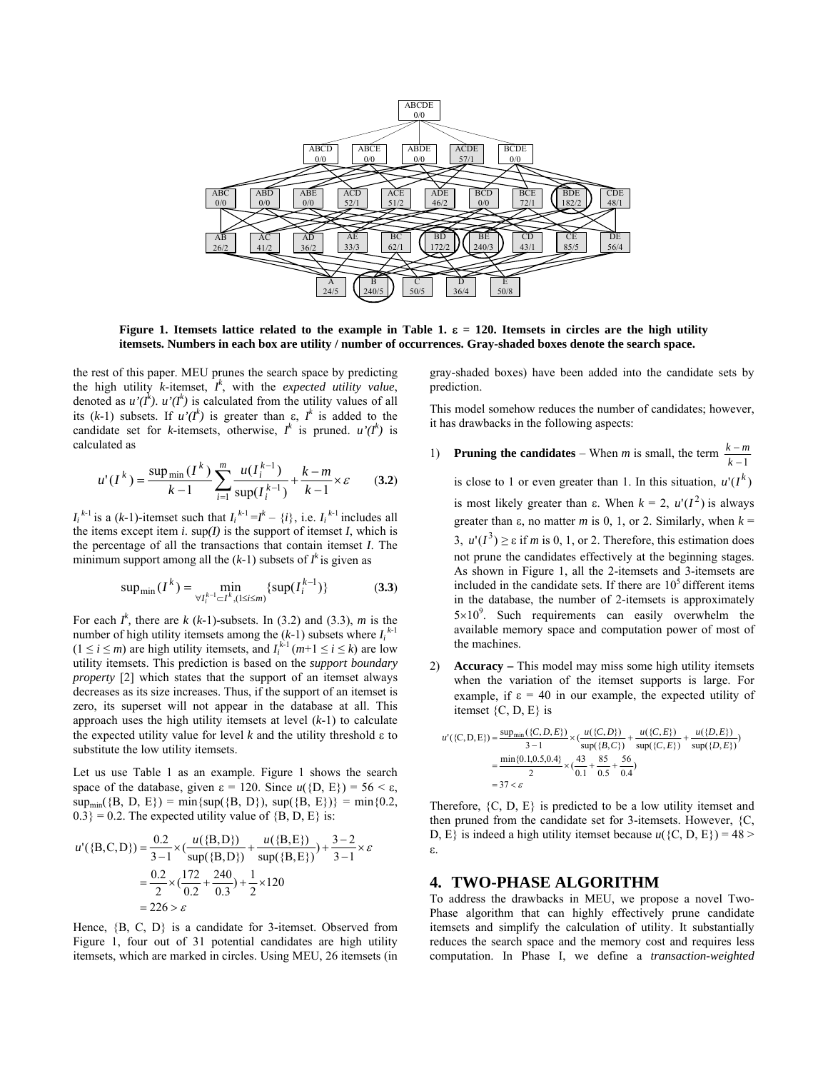Figure 1. Itemsets lattice related to the example in Table 1. ε = 120. Itemsets in circles are the high utility itemsets. Numbers in each box are utility / number of occurrences. Gray-shaded boxes denote the search space.

the rest of this paper. MEU prunes the search space by predicting the high utility *k*-itemset, $I^k$, with the *expected utility value*, denoted as $u'(I^k)$. $u'(I^k)$ is calculated from the utility values of all its (*k*-1) subsets. If $u'(I^k)$ is greater than ε, $I^k$ is added to the candidate set for *k*-itemsets, otherwise, $I^k$ is pruned. $u'(I^k)$ is calculated as

$$u'(I^k) = \frac{\sup_{\min}(I^k)}{k-1} \sum_{i=1}^{m} \frac{u(I_i^{k-1})}{\sup(I_i^{k-1})} + \frac{k-m}{k-1} \times \varepsilon \qquad \textbf{(3.2)}$$

$I_i^{k-1}$ is a (*k*-1)-itemset such that $I_i^{k-1} = I^k - \{i\}$, i.e. $I_i^{k-1}$ includes all the items except item *i*. sup(*I*) is the support of itemset *I*, which is the percentage of all the transactions that contain itemset *I*. The minimum support among all the (*k*-1) subsets of $I^k$ is given as

$$\sup_{\min}(I^k) = \min_{\forall I_i^{k-1} \subset I^k, (1 \le i \le m)} \{\sup(I_i^{k-1})\} \qquad \textbf{(3.3)}$$

For each $I^k$, there are *k* (*k*-1)-subsets. In (3.2) and (3.3), *m* is the number of high utility itemsets among the (*k*-1) subsets where $I_i^{k-1}$ ($1 \le i \le m$) are high utility itemsets, and $I_i^{k-1}$ ($m+1 \le i \le k$) are low utility itemsets. This prediction is based on the *support boundary property* [2] which states that the support of an itemset always decreases as its size increases. Thus, if the support of an itemset is zero, its superset will not appear in the database at all. This approach uses the high utility itemsets at level (*k*-1) to calculate the expected utility value for level *k* and the utility threshold ε to substitute the low utility itemsets.

Let us use Table 1 as an example. Figure 1 shows the search space of the database, given ε = 120. Since $u(\{D, E\}) = 56 < \varepsilon$, $\sup_{\min}(\{B, D, E\}) = \min\{\sup(\{B, D\}), \sup(\{B, E\})\} = \min\{0.2, 0.3\} = 0.2$. The expected utility value of {B, D, E} is:

$$\begin{aligned} u'(\{B,C,D\}) &= \frac{0.2}{3-1} \times \left(\frac{u(\{B,D\})}{\sup(\{B,D\})} + \frac{u(\{B,E\})}{\sup(\{B,E\})}\right) + \frac{3-2}{3-1} \times \varepsilon \\ &= \frac{0.2}{2} \times \left(\frac{172}{0.2} + \frac{240}{0.3}\right) + \frac{1}{2} \times 120 \\ &= 226 > \varepsilon \end{aligned}$$

Hence, {B, C, D} is a candidate for 3-itemset. Observed from Figure 1, four out of 31 potential candidates are high utility itemsets, which are marked in circles. Using MEU, 26 itemsets (in gray-shaded boxes) have been added into the candidate sets by prediction.

This model somehow reduces the number of candidates; however, it has drawbacks in the following aspects:

1) **Pruning the candidates** – When *m* is small, the term $\frac{k-m}{k-1}$ is close to 1 or even greater than 1. In this situation, $u'(I^k)$ is most likely greater than ε. When *k* = 2, $u'(I^2)$ is always greater than ε, no matter *m* is 0, 1, or 2. Similarly, when *k* = 3, $u'(I^3) \ge \varepsilon$ if *m* is 0, 1, or 2. Therefore, this estimation does not prune the candidates effectively at the beginning stages. As shown in Figure 1, all the 2-itemsets and 3-itemsets are included in the candidate sets. If there are $10^5$ different items in the database, the number of 2-itemsets is approximately $5 \times 10^9$. Such requirements can easily overwhelm the available memory space and computation power of most of the machines.

2) **Accuracy –** This model may miss some high utility itemsets when the variation of the itemset supports is large. For example, if ε = 40 in our example, the expected utility of itemset {C, D, E} is

$$\begin{aligned} u'(\{C,D,E\}) &= \frac{\sup_{\min}(\{C,D,E\})}{3-1} \times \left(\frac{u(\{C,D\})}{\sup(\{B,C\})} + \frac{u(\{C,E\})}{\sup(\{C,E\})} + \frac{u(\{D,E\})}{\sup(\{D,E\})}\right) \\ &= \frac{\min\{0.1,0.5,0.4\}}{2} \times \left(\frac{43}{0.1} + \frac{85}{0.5} + \frac{56}{0.4}\right) \\ &= 37 < \varepsilon \end{aligned}$$

Therefore, {C, D, E} is predicted to be a low utility itemset and then pruned from the candidate set for 3-itemsets. However, {C, D, E} is indeed a high utility itemset because $u(\{C, D, E\}) = 48 > \varepsilon$.

## 4. TWO-PHASE ALGORITHM

To address the drawbacks in MEU, we propose a novel Two-Phase algorithm that can highly effectively prune candidate itemsets and simplify the calculation of utility. It substantially reduces the search space and the memory cost and requires less computation. In Phase I, we define a *transaction-weighted*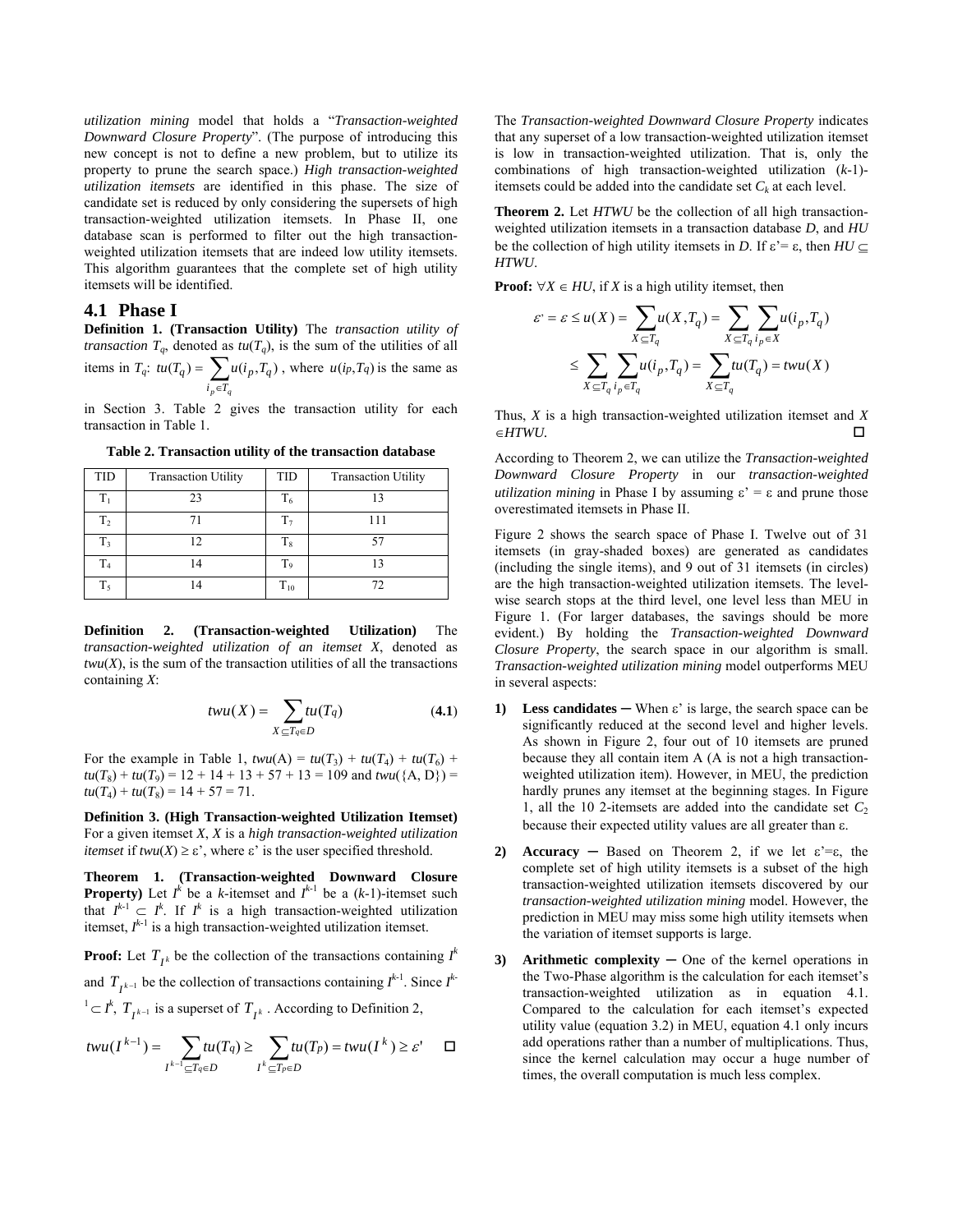*utilization mining* model that holds a "*Transaction-weighted Downward Closure Property*". (The purpose of introducing this new concept is not to define a new problem, but to utilize its property to prune the search space.) *High transaction-weighted utilization itemsets* are identified in this phase. The size of candidate set is reduced by only considering the supersets of high transaction-weighted utilization itemsets. In Phase II, one database scan is performed to filter out the high transaction-weighted utilization itemsets that are indeed low utility itemsets. This algorithm guarantees that the complete set of high utility itemsets will be identified.

## 4.1 Phase I

**Definition 1. (Transaction Utility)** The *transaction utility of transaction* $T_q$, denoted as $tu(T_q)$, is the sum of the utilities of all items in $T_q$: $tu(T_q) = \sum_{i_p \in T_q} u(i_p, T_q)$, where $u(i_p, T_q)$ is the same as in Section 3. Table 2 gives the transaction utility for each transaction in Table 1.

**Table 2. Transaction utility of the transaction database**

| TID | Transaction Utility | TID | Transaction Utility |
|---|---|---|---|
| $T_1$ | 23 | $T_6$ | 13 |
| $T_2$ | 71 | $T_7$ | 111 |
| $T_3$ | 12 | $T_8$ | 57 |
| $T_4$ | 14 | $T_9$ | 13 |
| $T_5$ | 14 | $T_{10}$ | 72 |

**Definition 2. (Transaction-weighted Utilization)** The *transaction-weighted utilization of an itemset X*, denoted as $twu(X)$, is the sum of the transaction utilities of all the transactions containing $X$:

$$twu(X) = \sum_{X \subseteq T_q \in D} tu(T_q) \qquad \textbf{(4.1)}$$

For the example in Table 1, $twu(A) = tu(T_3) + tu(T_4) + tu(T_6) + tu(T_8) + tu(T_9) = 12 + 14 + 13 + 57 + 13 = 109$ and $twu(\{A, D\}) = tu(T_4) + tu(T_8) = 14 + 57 = 71$.

**Definition 3. (High Transaction-weighted Utilization Itemset)** For a given itemset $X$, $X$ is a *high transaction-weighted utilization itemset* if $twu(X) \geq \varepsilon'$, where $\varepsilon'$ is the user specified threshold.

**Theorem 1. (Transaction-weighted Downward Closure Property)** Let $I^k$ be a $k$-itemset and $I^{k-1}$ be a ($k$-1)-itemset such that $I^{k-1} \subset I^k$. If $I^k$ is a high transaction-weighted utilization itemset, $I^{k-1}$ is a high transaction-weighted utilization itemset.

**Proof:** Let $T_{I^k}$ be the collection of the transactions containing $I^k$ and $T_{I^{k-1}}$ be the collection of transactions containing $I^{k-1}$. Since $I^{k-1} \subset I^k$, $T_{I^{k-1}}$ is a superset of $T_{I^k}$. According to Definition 2,

$$twu(I^{k-1}) = \sum_{I^{k-1} \subseteq T_q \in D} tu(T_q) \geq \sum_{I^k \subseteq T_p \in D} tu(T_p) = twu(I^k) \geq \varepsilon' \quad \square$$

The *Transaction-weighted Downward Closure Property* indicates that any superset of a low transaction-weighted utilization itemset is low in transaction-weighted utilization. That is, only the combinations of high transaction-weighted utilization ($k$-1)-itemsets could be added into the candidate set $C_k$ at each level.

**Theorem 2.** Let *HTWU* be the collection of all high transaction-weighted utilization itemsets in a transaction database $D$, and *HU* be the collection of high utility itemsets in $D$. If $\varepsilon' = \varepsilon$, then $HU \subseteq HTWU$.

**Proof:** $\forall X \in HU$, if $X$ is a high utility itemset, then

$$\varepsilon' = \varepsilon \leq u(X) = \sum_{X \subseteq T_q} u(X, T_q) = \sum_{X \subseteq T_q} \sum_{i_p \in X} u(i_p, T_q)$$

$$\leq \sum_{X \subseteq T_q} \sum_{i_p \in T_q} u(i_p, T_q) = \sum_{X \subseteq T_q} tu(T_q) = twu(X)$$

Thus, $X$ is a high transaction-weighted utilization itemset and $X \in HTWU$. $\square$

According to Theorem 2, we can utilize the *Transaction-weighted Downward Closure Property* in our *transaction-weighted utilization mining* in Phase I by assuming $\varepsilon' = \varepsilon$ and prune those overestimated itemsets in Phase II.

Figure 2 shows the search space of Phase I. Twelve out of 31 itemsets (in gray-shaded boxes) are generated as candidates (including the single items), and 9 out of 31 itemsets (in circles) are the high transaction-weighted utilization itemsets. The level-wise search stops at the third level, one level less than MEU in Figure 1. (For larger databases, the savings should be more evident.) By holding the *Transaction-weighted Downward Closure Property*, the search space in our algorithm is small. *Transaction-weighted utilization mining* model outperforms MEU in several aspects:

1) **Less candidates** ─ When $\varepsilon'$ is large, the search space can be significantly reduced at the second level and higher levels. As shown in Figure 2, four out of 10 itemsets are pruned because they all contain item A (A is not a high transaction-weighted utilization item). However, in MEU, the prediction hardly prunes any itemset at the beginning stages. In Figure 1, all the 10 2-itemsets are added into the candidate set $C_2$ because their expected utility values are all greater than $\varepsilon$.

2) **Accuracy** ─ Based on Theorem 2, if we let $\varepsilon' = \varepsilon$, the complete set of high utility itemsets is a subset of the high transaction-weighted utilization itemsets discovered by our *transaction-weighted utilization mining* model. However, the prediction in MEU may miss some high utility itemsets when the variation of itemset supports is large.

3) **Arithmetic complexity** ─ One of the kernel operations in the Two-Phase algorithm is the calculation for each itemset's transaction-weighted utilization as in equation 4.1. Compared to the calculation for each itemset's expected utility value (equation 3.2) in MEU, equation 4.1 only incurs add operations rather than a number of multiplications. Thus, since the kernel calculation may occur a huge number of times, the overall computation is much less complex.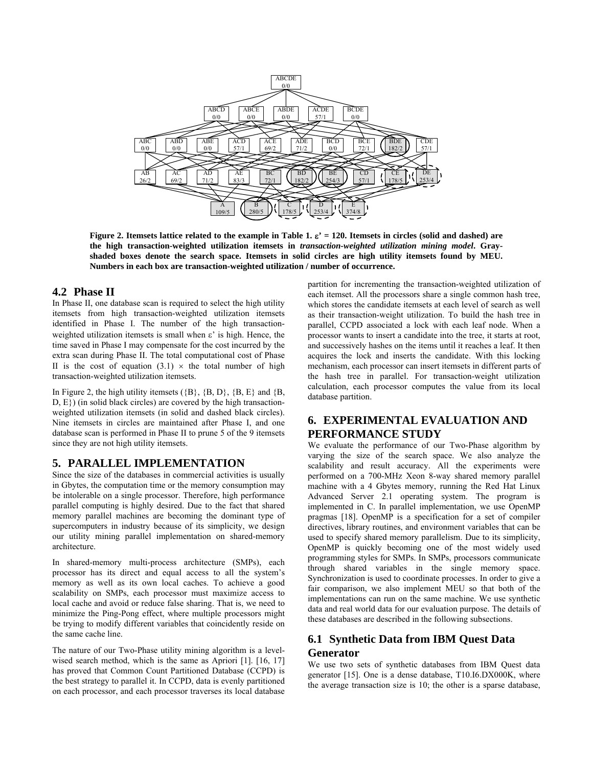ABCDE
0/0

ABCD
0/0

ABCE
0/0

ABDE
0/0

ACDE
57/1

BCDE
0/0

ABC
0/0

ABD
0/0

ABE
0/0

ACD
57/1

ACE
69/2

ADE
71/2

BCD
0/0

BCE
72/1

BDE
182/2

CDE
57/1

AB
26/2

AC
69/2

AD
71/2

AE
83/3

BC
72/1

BD
182/2

BE
254/3

CD
57/1

CE
178/5

DE
253/4

A
109/5

B
280/5

C
178/5

D
253/4

E
374/8

**Figure 2. Itemsets lattice related to the example in Table 1. ε' = 120. Itemsets in circles (solid and dashed) are the high transaction-weighted utilization itemsets in *transaction-weighted utilization mining model*. Gray-shaded boxes denote the search space. Itemsets in solid circles are high utility itemsets found by MEU. Numbers in each box are transaction-weighted utilization / number of occurrence.**

## 4.2 Phase II

In Phase II, one database scan is required to select the high utility itemsets from high transaction-weighted utilization itemsets identified in Phase I. The number of the high transaction-weighted utilization itemsets is small when ε' is high. Hence, the time saved in Phase I may compensate for the cost incurred by the extra scan during Phase II. The total computational cost of Phase II is the cost of equation (3.1) × the total number of high transaction-weighted utilization itemsets.

In Figure 2, the high utility itemsets ({B}, {B, D}, {B, E} and {B, D, E}) (in solid black circles) are covered by the high transaction-weighted utilization itemsets (in solid and dashed black circles). Nine itemsets in circles are maintained after Phase I, and one database scan is performed in Phase II to prune 5 of the 9 itemsets since they are not high utility itemsets.

# 5. PARALLEL IMPLEMENTATION

Since the size of the databases in commercial activities is usually in Gbytes, the computation time or the memory consumption may be intolerable on a single processor. Therefore, high performance parallel computing is highly desired. Due to the fact that shared memory parallel machines are becoming the dominant type of supercomputers in industry because of its simplicity, we design our utility mining parallel implementation on shared-memory architecture.

In shared-memory multi-process architecture (SMPs), each processor has its direct and equal access to all the system's memory as well as its own local caches. To achieve a good scalability on SMPs, each processor must maximize access to local cache and avoid or reduce false sharing. That is, we need to minimize the Ping-Pong effect, where multiple processors might be trying to modify different variables that coincidently reside on the same cache line.

The nature of our Two-Phase utility mining algorithm is a level-wised search method, which is the same as Apriori [1]. [16, 17] has proved that Common Count Partitioned Database (CCPD) is the best strategy to parallel it. In CCPD, data is evenly partitioned on each processor, and each processor traverses its local database partition for incrementing the transaction-weighted utilization of each itemset. All the processors share a single common hash tree, which stores the candidate itemsets at each level of search as well as their transaction-weight utilization. To build the hash tree in parallel, CCPD associated a lock with each leaf node. When a processor wants to insert a candidate into the tree, it starts at root, and successively hashes on the items until it reaches a leaf. It then acquires the lock and inserts the candidate. With this locking mechanism, each processor can insert itemsets in different parts of the hash tree in parallel. For transaction-weight utilization calculation, each processor computes the value from its local database partition.

# 6. EXPERIMENTAL EVALUATION AND PERFORMANCE STUDY

We evaluate the performance of our Two-Phase algorithm by varying the size of the search space. We also analyze the scalability and result accuracy. All the experiments were performed on a 700-MHz Xeon 8-way shared memory parallel machine with a 4 Gbytes memory, running the Red Hat Linux Advanced Server 2.1 operating system. The program is implemented in C. In parallel implementation, we use OpenMP pragmas [18]. OpenMP is a specification for a set of compiler directives, library routines, and environment variables that can be used to specify shared memory parallelism. Due to its simplicity, OpenMP is quickly becoming one of the most widely used programming styles for SMPs. In SMPs, processors communicate through shared variables in the single memory space. Synchronization is used to coordinate processes. In order to give a fair comparison, we also implement MEU so that both of the implementations can run on the same machine. We use synthetic data and real world data for our evaluation purpose. The details of these databases are described in the following subsections.

## 6.1 Synthetic Data from IBM Quest Data Generator

We use two sets of synthetic databases from IBM Quest data generator [15]. One is a dense database, T10.I6.DX000K, where the average transaction size is 10; the other is a sparse database,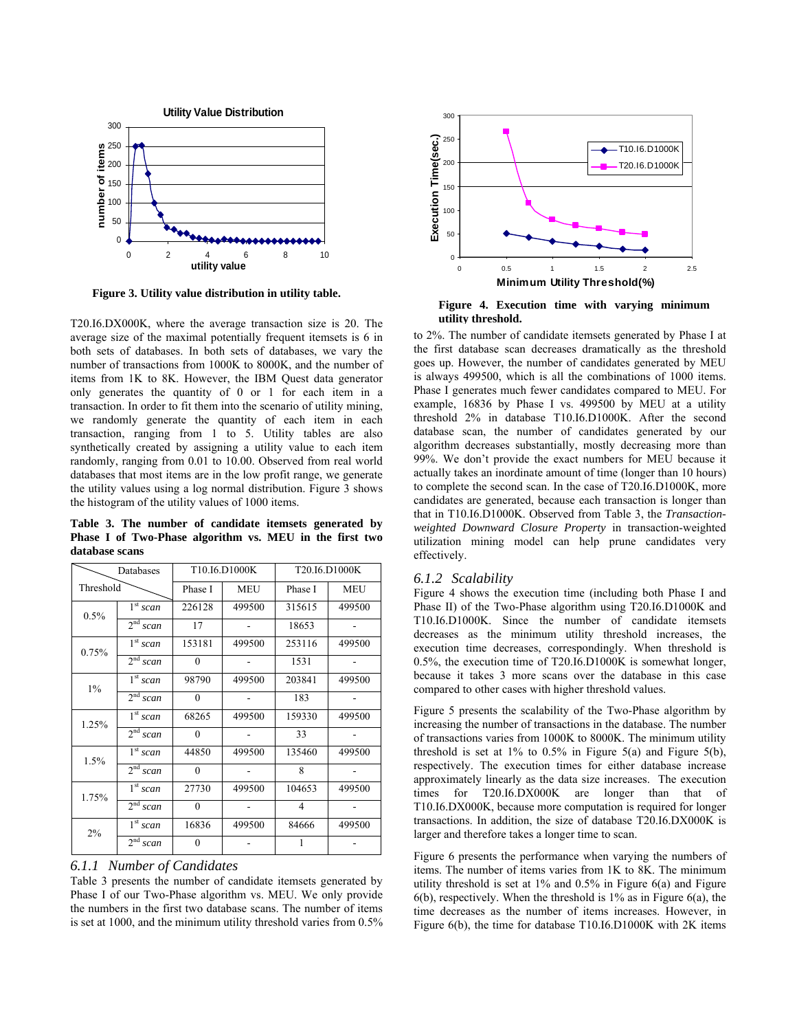**Figure 3. Utility value distribution in utility table.**

T20.I6.DX000K, where the average transaction size is 20. The average size of the maximal potentially frequent itemsets is 6 in both sets of databases. In both sets of databases, we vary the number of transactions from 1000K to 8000K, and the number of items from 1K to 8K. However, the IBM Quest data generator only generates the quantity of 0 or 1 for each item in a transaction. In order to fit them into the scenario of utility mining, we randomly generate the quantity of each item in each transaction, ranging from 1 to 5. Utility tables are also synthetically created by assigning a utility value to each item randomly, ranging from 0.01 to 10.00. Observed from real world databases that most items are in the low profit range, we generate the utility values using a log normal distribution. Figure 3 shows the histogram of the utility values of 1000 items.

**Table 3. The number of candidate itemsets generated by Phase I of Two-Phase algorithm vs. MEU in the first two database scans**

| Threshold \ Databases | | T10.I6.D1000K | | T20.I6.D1000K | |
|---|---|---|---|---|---|
| | | Phase I | MEU | Phase I | MEU |
| 0.5% | 1st *scan* | 226128 | 499500 | 315615 | 499500 |
| | 2nd *scan* | 17 | - | 18653 | - |
| 0.75% | 1st *scan* | 153181 | 499500 | 253116 | 499500 |
| | 2nd *scan* | 0 | - | 1531 | - |
| 1% | 1st *scan* | 98790 | 499500 | 203841 | 499500 |
| | 2nd *scan* | 0 | - | 183 | - |
| 1.25% | 1st *scan* | 68265 | 499500 | 159330 | 499500 |
| | 2nd *scan* | 0 | - | 33 | - |
| 1.5% | 1st *scan* | 44850 | 499500 | 135460 | 499500 |
| | 2nd *scan* | 0 | - | 8 | - |
| 1.75% | 1st *scan* | 27730 | 499500 | 104653 | 499500 |
| | 2nd *scan* | 0 | - | 4 | - |
| 2% | 1st *scan* | 16836 | 499500 | 84666 | 499500 |
| | 2nd *scan* | 0 | - | 1 | - |

### *6.1.1 Number of Candidates*

Table 3 presents the number of candidate itemsets generated by Phase I of our Two-Phase algorithm vs. MEU. We only provide the numbers in the first two database scans. The number of items is set at 1000, and the minimum utility threshold varies from 0.5% to 2%. The number of candidate itemsets generated by Phase I at the first database scan decreases dramatically as the threshold goes up. However, the number of candidates generated by MEU is always 499500, which is all the combinations of 1000 items. Phase I generates much fewer candidates compared to MEU. For example, 16836 by Phase I vs. 499500 by MEU at a utility threshold 2% in database T10.I6.D1000K. After the second database scan, the number of candidates generated by our algorithm decreases substantially, mostly decreasing more than 99%. We don't provide the exact numbers for MEU because it actually takes an inordinate amount of time (longer than 10 hours) to complete the second scan. In the case of T20.I6.D1000K, more candidates are generated, because each transaction is longer than that in T10.I6.D1000K. Observed from Table 3, the *Transaction-weighted Downward Closure Property* in transaction-weighted utilization mining model can help prune candidates very effectively.

**Figure 4. Execution time with varying minimum utility threshold.**

### *6.1.2 Scalability*

Figure 4 shows the execution time (including both Phase I and Phase II) of the Two-Phase algorithm using T20.I6.D1000K and T10.I6.D1000K. Since the number of candidate itemsets decreases as the minimum utility threshold increases, the execution time decreases, correspondingly. When threshold is 0.5%, the execution time of T20.I6.D1000K is somewhat longer, because it takes 3 more scans over the database in this case compared to other cases with higher threshold values.

Figure 5 presents the scalability of the Two-Phase algorithm by increasing the number of transactions in the database. The number of transactions varies from 1000K to 8000K. The minimum utility threshold is set at 1% to 0.5% in Figure 5(a) and Figure 5(b), respectively. The execution times for either database increase approximately linearly as the data size increases. The execution times for T20.I6.DX000K are longer than that of T10.I6.DX000K, because more computation is required for longer transactions. In addition, the size of database T20.I6.DX000K is larger and therefore takes a longer time to scan.

Figure 6 presents the performance when varying the numbers of items. The number of items varies from 1K to 8K. The minimum utility threshold is set at 1% and 0.5% in Figure 6(a) and Figure 6(b), respectively. When the threshold is 1% as in Figure 6(a), the time decreases as the number of items increases. However, in Figure 6(b), the time for database T10.I6.D1000K with 2K items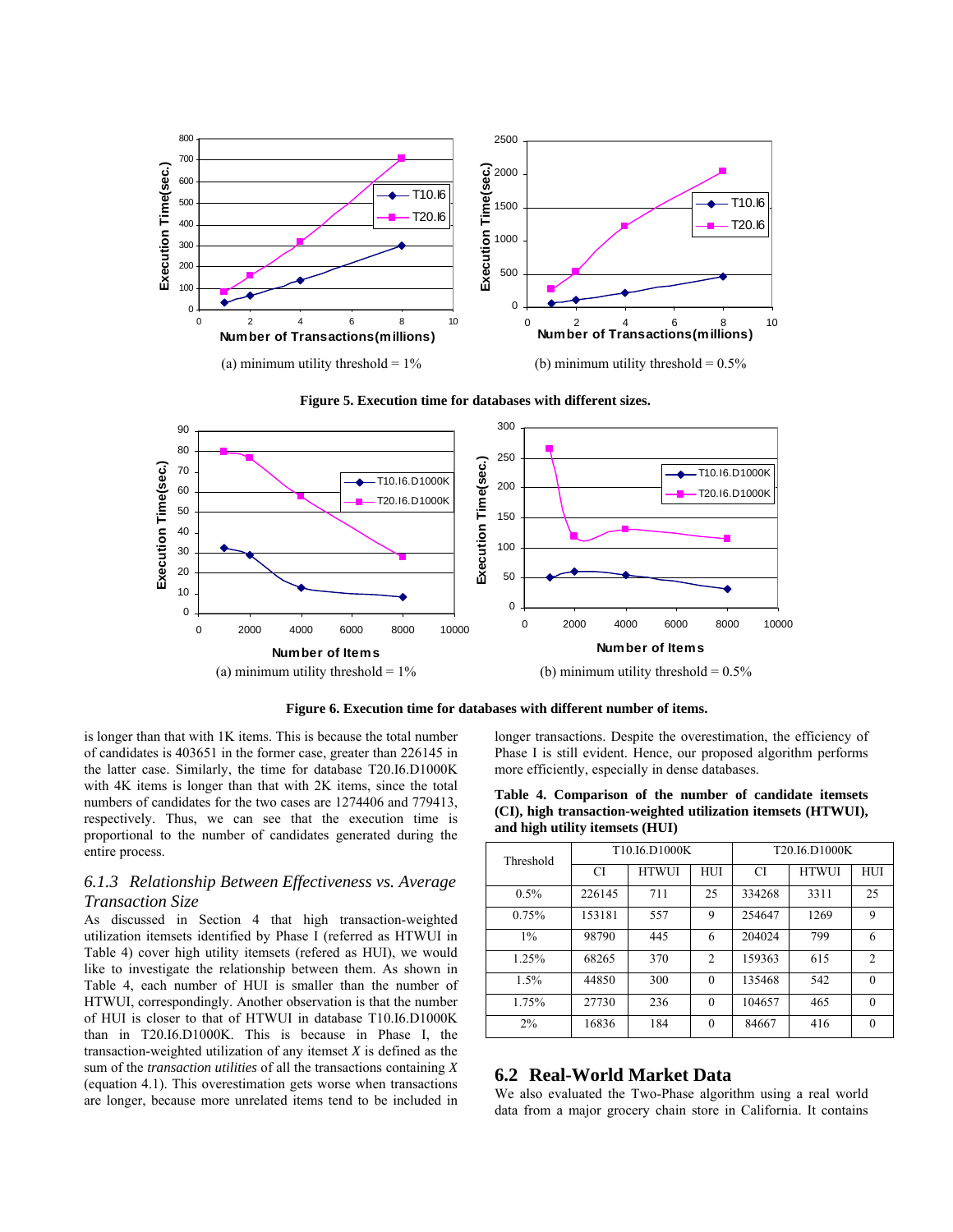Figure 5. Execution time for databases with different sizes.

(a) minimum utility threshold = 1%

(b) minimum utility threshold = 0.5%

Figure 6. Execution time for databases with different number of items.

(a) minimum utility threshold = 1%

(b) minimum utility threshold = 0.5%

is longer than that with 1K items. This is because the total number of candidates is 403651 in the former case, greater than 226145 in the latter case. Similarly, the time for database T20.I6.D1000K with 4K items is longer than that with 2K items, since the total numbers of candidates for the two cases are 1274406 and 779413, respectively. Thus, we can see that the execution time is proportional to the number of candidates generated during the entire process.

### *6.1.3 Relationship Between Effectiveness vs. Average Transaction Size*

As discussed in Section 4 that high transaction-weighted utilization itemsets identified by Phase I (referred as HTWUI in Table 4) cover high utility itemsets (refered as HUI), we would like to investigate the relationship between them. As shown in Table 4, each number of HUI is smaller than the number of HTWUI, correspondingly. Another observation is that the number of HUI is closer to that of HTWUI in database T10.I6.D1000K than in T20.I6.D1000K. This is because in Phase I, the transaction-weighted utilization of any itemset $X$ is defined as the sum of the *transaction utilities* of all the transactions containing $X$ (equation 4.1). This overestimation gets worse when transactions are longer, because more unrelated items tend to be included in longer transactions. Despite the overestimation, the efficiency of Phase I is still evident. Hence, our proposed algorithm performs more efficiently, especially in dense databases.

**Table 4. Comparison of the number of candidate itemsets (CI), high transaction-weighted utilization itemsets (HTWUI), and high utility itemsets (HUI)**

| Threshold | T10.I6.D1000K | | | T20.I6.D1000K | | |
|---|---|---|---|---|---|---|
| | CI | HTWUI | HUI | CI | HTWUI | HUI |
| 0.5% | 226145 | 711 | 25 | 334268 | 3311 | 25 |
| 0.75% | 153181 | 557 | 9 | 254647 | 1269 | 9 |
| 1% | 98790 | 445 | 6 | 204024 | 799 | 6 |
| 1.25% | 68265 | 370 | 2 | 159363 | 615 | 2 |
| 1.5% | 44850 | 300 | 0 | 135468 | 542 | 0 |
| 1.75% | 27730 | 236 | 0 | 104657 | 465 | 0 |
| 2% | 16836 | 184 | 0 | 84667 | 416 | 0 |

## 6.2 Real-World Market Data

We also evaluated the Two-Phase algorithm using a real world data from a major grocery chain store in California. It contains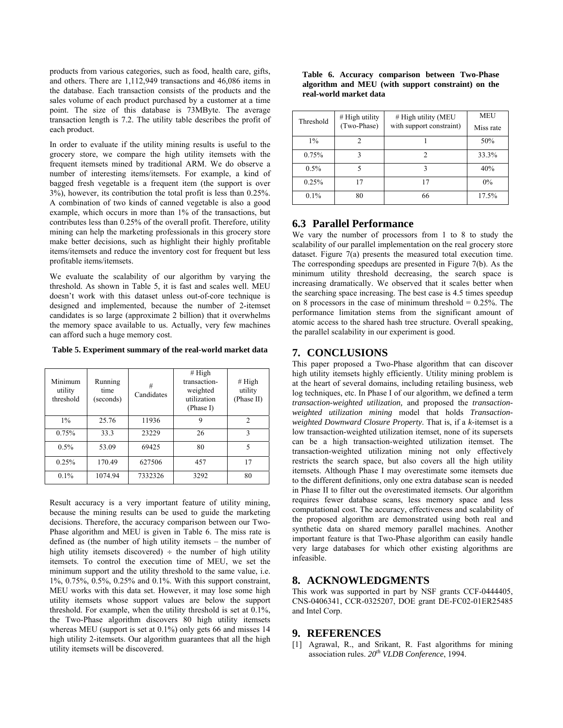products from various categories, such as food, health care, gifts, and others. There are 1,112,949 transactions and 46,086 items in the database. Each transaction consists of the products and the sales volume of each product purchased by a customer at a time point. The size of this database is 73MByte. The average transaction length is 7.2. The utility table describes the profit of each product.

In order to evaluate if the utility mining results is useful to the grocery store, we compare the high utility itemsets with the frequent itemsets mined by traditional ARM. We do observe a number of interesting items/itemsets. For example, a kind of bagged fresh vegetable is a frequent item (the support is over 3%), however, its contribution the total profit is less than 0.25%. A combination of two kinds of canned vegetable is also a good example, which occurs in more than 1% of the transactions, but contributes less than 0.25% of the overall profit. Therefore, utility mining can help the marketing professionals in this grocery store make better decisions, such as highlight their highly profitable items/itemsets and reduce the inventory cost for frequent but less profitable items/itemsets.

We evaluate the scalability of our algorithm by varying the threshold. As shown in Table 5, it is fast and scales well. MEU doesn't work with this dataset unless out-of-core technique is designed and implemented, because the number of 2-itemset candidates is so large (approximate 2 billion) that it overwhelms the memory space available to us. Actually, very few machines can afford such a huge memory cost.

**Table 5. Experiment summary of the real-world market data**

| Minimum utility threshold | Running time (seconds) | # Candidates | # High transaction-weighted utilization (Phase I) | # High utility (Phase II) |
|---|---|---|---|---|
| 1% | 25.76 | 11936 | 9 | 2 |
| 0.75% | 33.3 | 23229 | 26 | 3 |
| 0.5% | 53.09 | 69425 | 80 | 5 |
| 0.25% | 170.49 | 627506 | 457 | 17 |
| 0.1% | 1074.94 | 7332326 | 3292 | 80 |

Result accuracy is a very important feature of utility mining, because the mining results can be used to guide the marketing decisions. Therefore, the accuracy comparison between our Two-Phase algorithm and MEU is given in Table 6. The miss rate is defined as (the number of high utility itemsets – the number of high utility itemsets discovered) ÷ the number of high utility itemsets. To control the execution time of MEU, we set the minimum support and the utility threshold to the same value, i.e. 1%, 0.75%, 0.5%, 0.25% and 0.1%. With this support constraint, MEU works with this data set. However, it may lose some high utility itemsets whose support values are below the support threshold. For example, when the utility threshold is set at 0.1%, the Two-Phase algorithm discovers 80 high utility itemsets whereas MEU (support is set at 0.1%) only gets 66 and misses 14 high utility 2-itemsets. Our algorithm guarantees that all the high utility itemsets will be discovered.

**Table 6. Accuracy comparison between Two-Phase algorithm and MEU (with support constraint) on the real-world market data**

| Threshold | # High utility (Two-Phase) | # High utility (MEU with support constraint) | MEU Miss rate |
|---|---|---|---|
| 1% | 2 | 1 | 50% |
| 0.75% | 3 | 2 | 33.3% |
| 0.5% | 5 | 3 | 40% |
| 0.25% | 17 | 17 | 0% |
| 0.1% | 80 | 66 | 17.5% |

### 6.3 Parallel Performance

We vary the number of processors from 1 to 8 to study the scalability of our parallel implementation on the real grocery store dataset. Figure 7(a) presents the measured total execution time. The corresponding speedups are presented in Figure 7(b). As the minimum utility threshold decreasing, the search space is increasing dramatically. We observed that it scales better when the searching space increasing. The best case is 4.5 times speedup on 8 processors in the case of minimum threshold = 0.25%. The performance limitation stems from the significant amount of atomic access to the shared hash tree structure. Overall speaking, the parallel scalability in our experiment is good.

## 7. CONCLUSIONS

This paper proposed a Two-Phase algorithm that can discover high utility itemsets highly efficiently. Utility mining problem is at the heart of several domains, including retailing business, web log techniques, etc. In Phase I of our algorithm, we defined a term *transaction-weighted utilization,* and proposed the *transaction-weighted utilization mining* model that holds *Transaction-weighted Downward Closure Property*. That is, if a *k*-itemset is a low transaction-weighted utilization itemset, none of its supersets can be a high transaction-weighted utilization itemset. The transaction-weighted utilization mining not only effectively restricts the search space, but also covers all the high utility itemsets. Although Phase I may overestimate some itemsets due to the different definitions, only one extra database scan is needed in Phase II to filter out the overestimated itemsets. Our algorithm requires fewer database scans, less memory space and less computational cost. The accuracy, effectiveness and scalability of the proposed algorithm are demonstrated using both real and synthetic data on shared memory parallel machines. Another important feature is that Two-Phase algorithm can easily handle very large databases for which other existing algorithms are infeasible.

## 8. ACKNOWLEDGMENTS

This work was supported in part by NSF grants CCF-0444405, CNS-0406341, CCR-0325207, DOE grant DE-FC02-01ER25485 and Intel Corp.

## 9. REFERENCES

[1] Agrawal, R., and Srikant, R. Fast algorithms for mining association rules. *20th VLDB Conference*, 1994.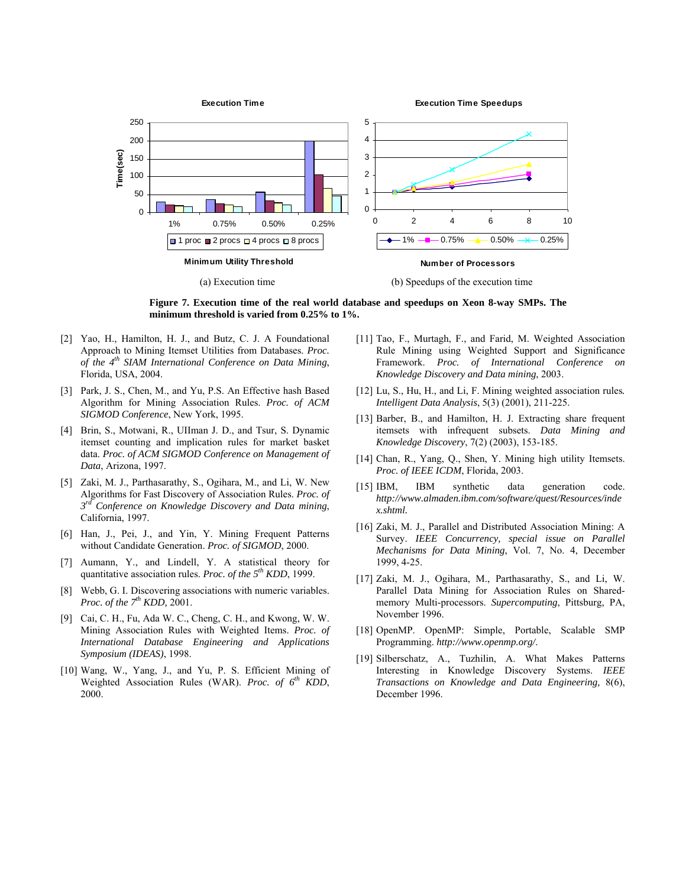Execution Time

250
200
150
100
50
0

Time(sec)

1%
0.75%
0.50%
0.25%

1 proc 2 procs 4 procs 8 procs

Minimum Utility Threshold

(a) Execution time

Execution Time Speedups

5
4
3
2
1
0

0
2
4
6
8
10

1% 0.75% 0.50% 0.25%

Number of Processors

(b) Speedups of the execution time

**Figure 7. Execution time of the real world database and speedups on Xeon 8-way SMPs. The minimum threshold is varied from 0.25% to 1%.**

[2] Yao, H., Hamilton, H. J., and Butz, C. J. A Foundational Approach to Mining Itemset Utilities from Databases. *Proc. of the 4th SIAM International Conference on Data Mining*, Florida, USA, 2004.

[3] Park, J. S., Chen, M., and Yu, P.S. An Effective hash Based Algorithm for Mining Association Rules. *Proc. of ACM SIGMOD Conference*, New York, 1995.

[4] Brin, S., Motwani, R., Ullman J. D., and Tsur, S. Dynamic itemset counting and implication rules for market basket data. *Proc. of ACM SIGMOD Conference on Management of Data*, Arizona, 1997.

[5] Zaki, M. J., Parthasarathy, S., Ogihara, M., and Li, W. New Algorithms for Fast Discovery of Association Rules. *Proc. of 3rd Conference on Knowledge Discovery and Data mining*, California, 1997.

[6] Han, J., Pei, J., and Yin, Y. Mining Frequent Patterns without Candidate Generation. *Proc. of SIGMOD*, 2000.

[7] Aumann, Y., and Lindell, Y. A statistical theory for quantitative association rules. *Proc. of the 5th KDD*, 1999.

[8] Webb, G. I. Discovering associations with numeric variables. *Proc. of the 7th KDD,* 2001.

[9] Cai, C. H., Fu, Ada W. C., Cheng, C. H., and Kwong, W. W. Mining Association Rules with Weighted Items. *Proc. of International Database Engineering and Applications Symposium (IDEAS)*, 1998.

[10] Wang, W., Yang, J., and Yu, P. S. Efficient Mining of Weighted Association Rules (WAR). *Proc. of 6th KDD*, 2000.

[11] Tao, F., Murtagh, F., and Farid, M. Weighted Association Rule Mining using Weighted Support and Significance Framework. *Proc. of International Conference on Knowledge Discovery and Data mining*, 2003.

[12] Lu, S., Hu, H., and Li, F. Mining weighted association rules. *Intelligent Data Analysis*, 5(3) (2001), 211-225.

[13] Barber, B., and Hamilton, H. J. Extracting share frequent itemsets with infrequent subsets. *Data Mining and Knowledge Discovery*, 7(2) (2003), 153-185.

[14] Chan, R., Yang, Q., Shen, Y. Mining high utility Itemsets. *Proc. of IEEE ICDM*, Florida, 2003.

[15] IBM, IBM synthetic data generation code. *http://www.almaden.ibm.com/software/quest/Resources/index.shtml.*

[16] Zaki, M. J., Parallel and Distributed Association Mining: A Survey. *IEEE Concurrency, special issue on Parallel Mechanisms for Data Mining*, Vol. 7, No. 4, December 1999, 4-25.

[17] Zaki, M. J., Ogihara, M., Parthasarathy, S., and Li, W. Parallel Data Mining for Association Rules on Shared-memory Multi-processors. *Supercomputing*, Pittsburg, PA, November 1996.

[18] OpenMP. OpenMP: Simple, Portable, Scalable SMP Programming. *http://www.openmp.org/*.

[19] Silberschatz, A., Tuzhilin, A. What Makes Patterns Interesting in Knowledge Discovery Systems. *IEEE Transactions on Knowledge and Data Engineering,* 8(6), December 1996.